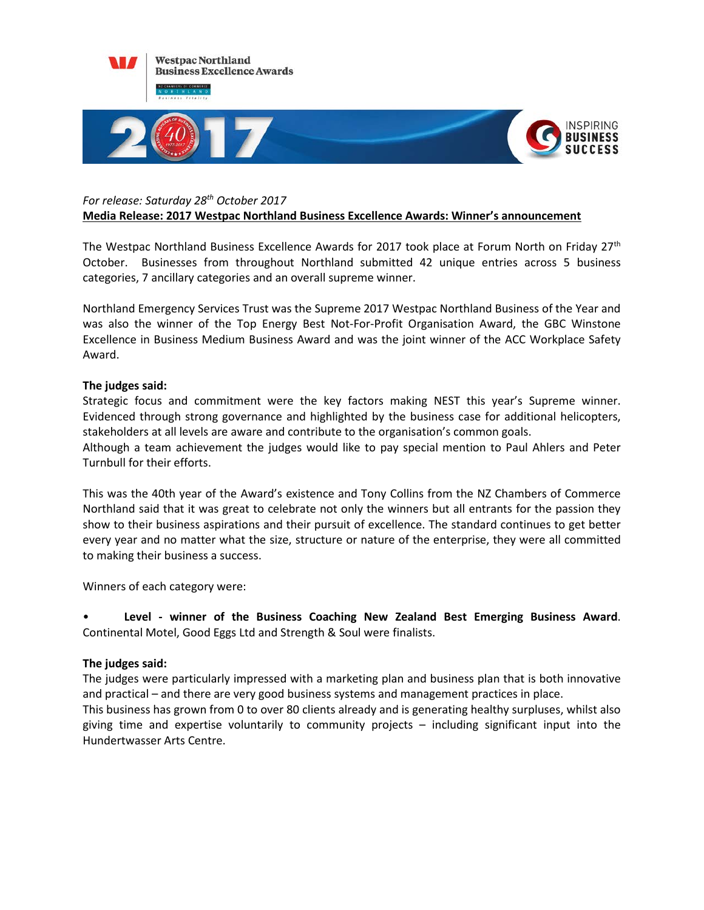Westpac Northland Business Excellence Awards

2017 — INSPIRING BUSINESS SUCCESS

*For release: Saturday 28th October 2017*

**Media Release: 2017 Westpac Northland Business Excellence Awards: Winner's announcement**

The Westpac Northland Business Excellence Awards for 2017 took place at Forum North on Friday 27th October. Businesses from throughout Northland submitted 42 unique entries across 5 business categories, 7 ancillary categories and an overall supreme winner.

Northland Emergency Services Trust was the Supreme 2017 Westpac Northland Business of the Year and was also the winner of the Top Energy Best Not-For-Profit Organisation Award, the GBC Winstone Excellence in Business Medium Business Award and was the joint winner of the ACC Workplace Safety Award.

**The judges said:**

Strategic focus and commitment were the key factors making NEST this year's Supreme winner. Evidenced through strong governance and highlighted by the business case for additional helicopters, stakeholders at all levels are aware and contribute to the organisation's common goals.

Although a team achievement the judges would like to pay special mention to Paul Ahlers and Peter Turnbull for their efforts.

This was the 40th year of the Award's existence and Tony Collins from the NZ Chambers of Commerce Northland said that it was great to celebrate not only the winners but all entrants for the passion they show to their business aspirations and their pursuit of excellence. The standard continues to get better every year and no matter what the size, structure or nature of the enterprise, they were all committed to making their business a success.

Winners of each category were:

- **Level - winner of the Business Coaching New Zealand Best Emerging Business Award**. Continental Motel, Good Eggs Ltd and Strength & Soul were finalists.

**The judges said:**

The judges were particularly impressed with a marketing plan and business plan that is both innovative and practical – and there are very good business systems and management practices in place.

This business has grown from 0 to over 80 clients already and is generating healthy surpluses, whilst also giving time and expertise voluntarily to community projects – including significant input into the Hundertwasser Arts Centre.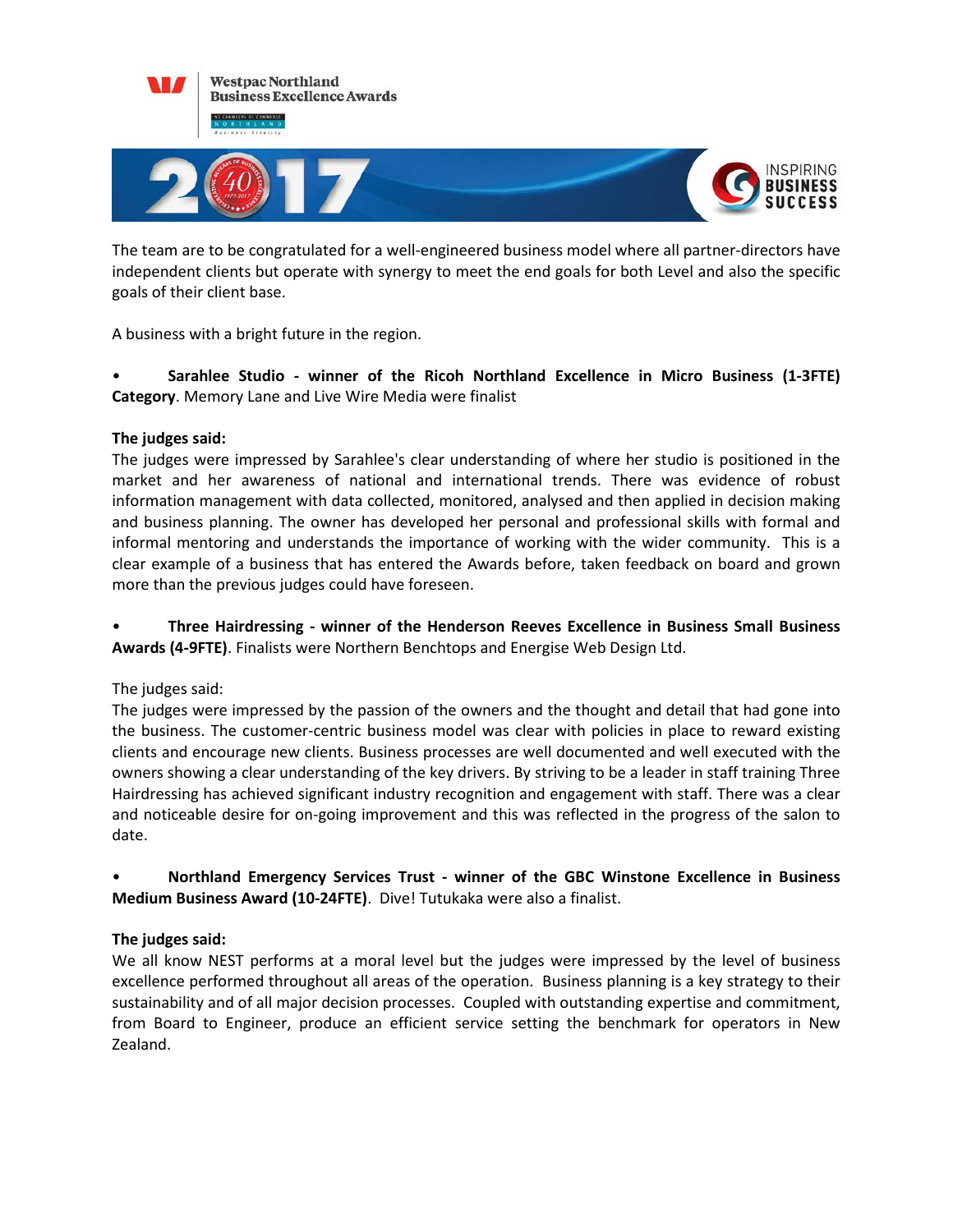The team are to be congratulated for a well-engineered business model where all partner-directors have independent clients but operate with synergy to meet the end goals for both Level and also the specific goals of their client base.

A business with a bright future in the region.

- **Sarahlee Studio - winner of the Ricoh Northland Excellence in Micro Business (1-3FTE) Category**. Memory Lane and Live Wire Media were finalist

**The judges said:**
The judges were impressed by Sarahlee's clear understanding of where her studio is positioned in the market and her awareness of national and international trends. There was evidence of robust information management with data collected, monitored, analysed and then applied in decision making and business planning. The owner has developed her personal and professional skills with formal and informal mentoring and understands the importance of working with the wider community. This is a clear example of a business that has entered the Awards before, taken feedback on board and grown more than the previous judges could have foreseen.

- **Three Hairdressing - winner of the Henderson Reeves Excellence in Business Small Business Awards (4-9FTE)**. Finalists were Northern Benchtops and Energise Web Design Ltd.

The judges said:
The judges were impressed by the passion of the owners and the thought and detail that had gone into the business. The customer-centric business model was clear with policies in place to reward existing clients and encourage new clients. Business processes are well documented and well executed with the owners showing a clear understanding of the key drivers. By striving to be a leader in staff training Three Hairdressing has achieved significant industry recognition and engagement with staff. There was a clear and noticeable desire for on-going improvement and this was reflected in the progress of the salon to date.

- **Northland Emergency Services Trust - winner of the GBC Winstone Excellence in Business Medium Business Award (10-24FTE)**. Dive! Tutukaka were also a finalist.

**The judges said:**
We all know NEST performs at a moral level but the judges were impressed by the level of business excellence performed throughout all areas of the operation. Business planning is a key strategy to their sustainability and of all major decision processes. Coupled with outstanding expertise and commitment, from Board to Engineer, produce an efficient service setting the benchmark for operators in New Zealand.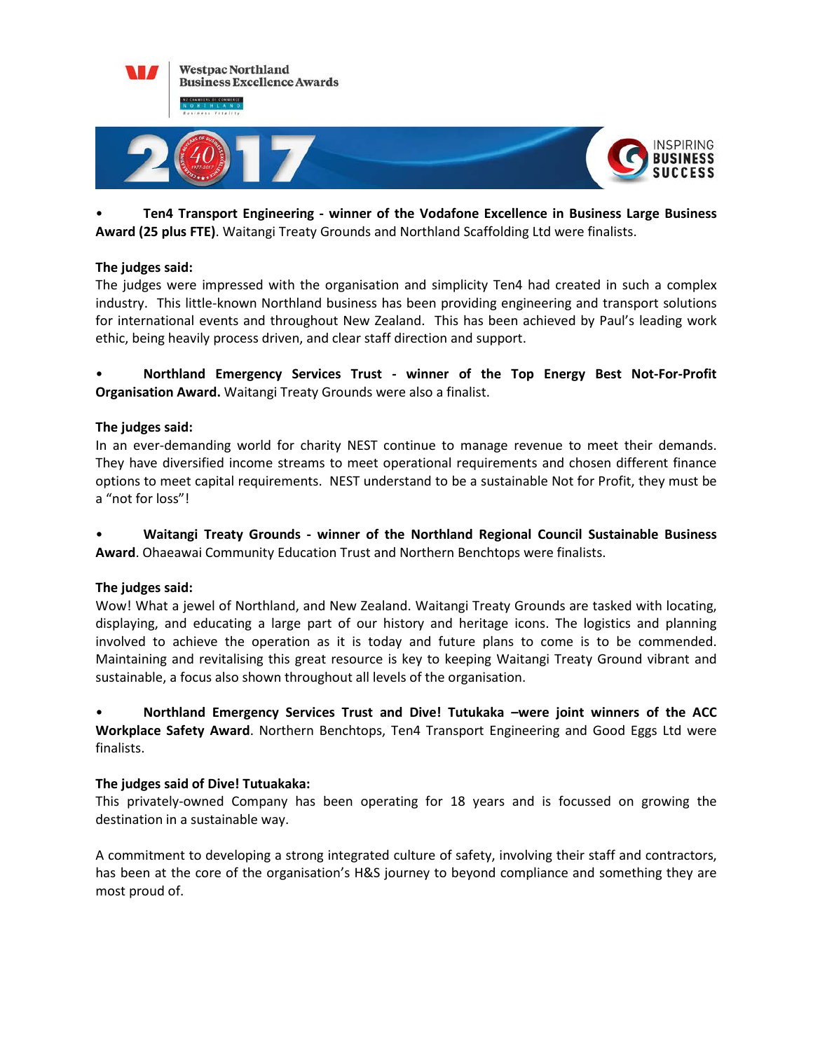- **Ten4 Transport Engineering - winner of the Vodafone Excellence in Business Large Business Award (25 plus FTE)**. Waitangi Treaty Grounds and Northland Scaffolding Ltd were finalists.

**The judges said:**
The judges were impressed with the organisation and simplicity Ten4 had created in such a complex industry. This little-known Northland business has been providing engineering and transport solutions for international events and throughout New Zealand. This has been achieved by Paul's leading work ethic, being heavily process driven, and clear staff direction and support.

- **Northland Emergency Services Trust - winner of the Top Energy Best Not-For-Profit Organisation Award.** Waitangi Treaty Grounds were also a finalist.

**The judges said:**
In an ever-demanding world for charity NEST continue to manage revenue to meet their demands. They have diversified income streams to meet operational requirements and chosen different finance options to meet capital requirements. NEST understand to be a sustainable Not for Profit, they must be a "not for loss"!

- **Waitangi Treaty Grounds - winner of the Northland Regional Council Sustainable Business Award**. Ohaeawai Community Education Trust and Northern Benchtops were finalists.

**The judges said:**
Wow! What a jewel of Northland, and New Zealand. Waitangi Treaty Grounds are tasked with locating, displaying, and educating a large part of our history and heritage icons. The logistics and planning involved to achieve the operation as it is today and future plans to come is to be commended. Maintaining and revitalising this great resource is key to keeping Waitangi Treaty Ground vibrant and sustainable, a focus also shown throughout all levels of the organisation.

- **Northland Emergency Services Trust and Dive! Tutukaka –were joint winners of the ACC Workplace Safety Award**. Northern Benchtops, Ten4 Transport Engineering and Good Eggs Ltd were finalists.

**The judges said of Dive! Tutuakaka:**
This privately-owned Company has been operating for 18 years and is focussed on growing the destination in a sustainable way.

A commitment to developing a strong integrated culture of safety, involving their staff and contractors, has been at the core of the organisation's H&S journey to beyond compliance and something they are most proud of.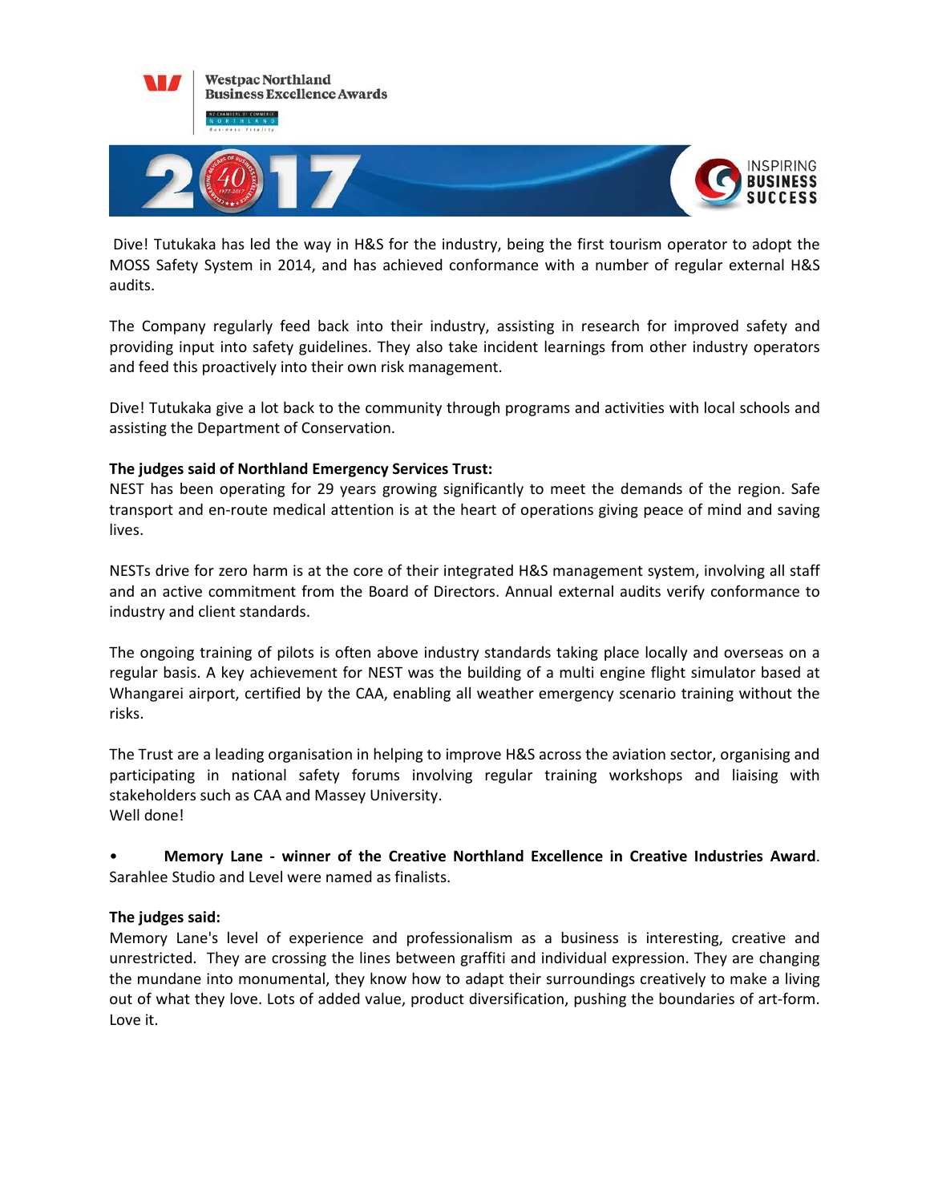Dive! Tutukaka has led the way in H&S for the industry, being the first tourism operator to adopt the MOSS Safety System in 2014, and has achieved conformance with a number of regular external H&S audits.

The Company regularly feed back into their industry, assisting in research for improved safety and providing input into safety guidelines. They also take incident learnings from other industry operators and feed this proactively into their own risk management.

Dive! Tutukaka give a lot back to the community through programs and activities with local schools and assisting the Department of Conservation.

**The judges said of Northland Emergency Services Trust:**
NEST has been operating for 29 years growing significantly to meet the demands of the region. Safe transport and en-route medical attention is at the heart of operations giving peace of mind and saving lives.

NESTs drive for zero harm is at the core of their integrated H&S management system, involving all staff and an active commitment from the Board of Directors. Annual external audits verify conformance to industry and client standards.

The ongoing training of pilots is often above industry standards taking place locally and overseas on a regular basis. A key achievement for NEST was the building of a multi engine flight simulator based at Whangarei airport, certified by the CAA, enabling all weather emergency scenario training without the risks.

The Trust are a leading organisation in helping to improve H&S across the aviation sector, organising and participating in national safety forums involving regular training workshops and liaising with stakeholders such as CAA and Massey University.
Well done!

- **Memory Lane - winner of the Creative Northland Excellence in Creative Industries Award**. Sarahlee Studio and Level were named as finalists.

**The judges said:**
Memory Lane's level of experience and professionalism as a business is interesting, creative and unrestricted. They are crossing the lines between graffiti and individual expression. They are changing the mundane into monumental, they know how to adapt their surroundings creatively to make a living out of what they love. Lots of added value, product diversification, pushing the boundaries of art-form. Love it.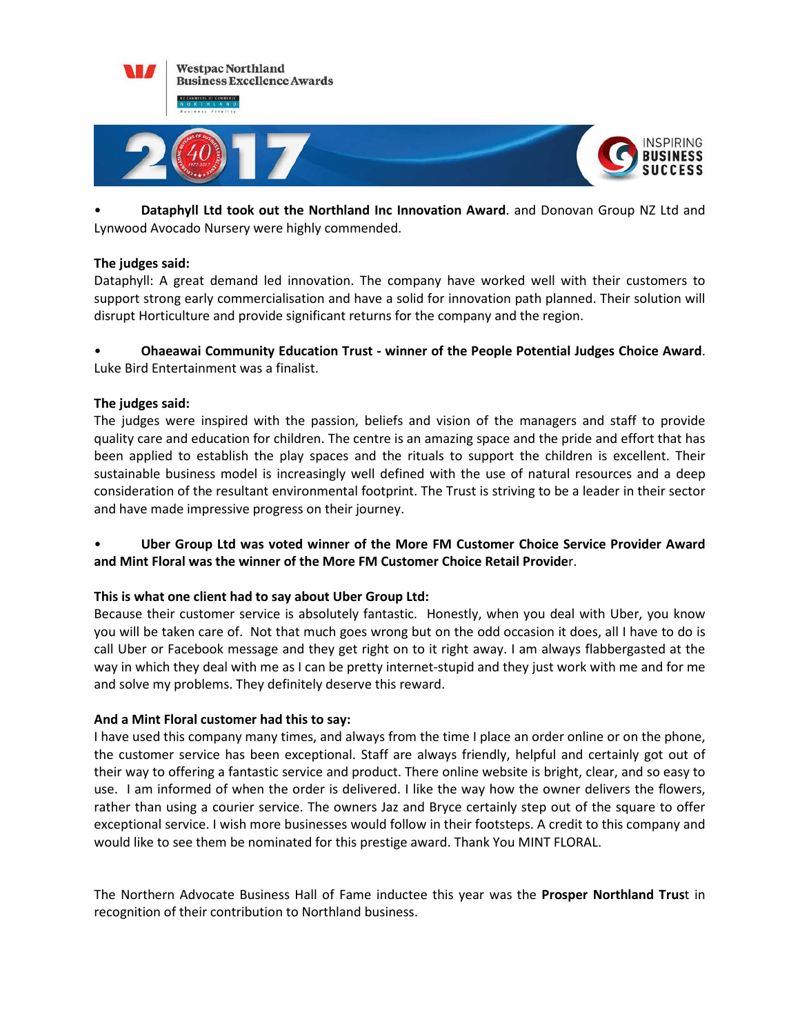- **Dataphyll Ltd took out the Northland Inc Innovation Award**. and Donovan Group NZ Ltd and Lynwood Avocado Nursery were highly commended.

**The judges said:**
Dataphyll: A great demand led innovation. The company have worked well with their customers to support strong early commercialisation and have a solid for innovation path planned. Their solution will disrupt Horticulture and provide significant returns for the company and the region.

- **Ohaeawai Community Education Trust - winner of the People Potential Judges Choice Award**. Luke Bird Entertainment was a finalist.

**The judges said:**
The judges were inspired with the passion, beliefs and vision of the managers and staff to provide quality care and education for children. The centre is an amazing space and the pride and effort that has been applied to establish the play spaces and the rituals to support the children is excellent. Their sustainable business model is increasingly well defined with the use of natural resources and a deep consideration of the resultant environmental footprint. The Trust is striving to be a leader in their sector and have made impressive progress on their journey.

- **Uber Group Ltd was voted winner of the More FM Customer Choice Service Provider Award and Mint Floral was the winner of the More FM Customer Choice Retail Provide**r.

**This is what one client had to say about Uber Group Ltd:**
Because their customer service is absolutely fantastic. Honestly, when you deal with Uber, you know you will be taken care of. Not that much goes wrong but on the odd occasion it does, all I have to do is call Uber or Facebook message and they get right on to it right away. I am always flabbergasted at the way in which they deal with me as I can be pretty internet-stupid and they just work with me and for me and solve my problems. They definitely deserve this reward.

**And a Mint Floral customer had this to say:**
I have used this company many times, and always from the time I place an order online or on the phone, the customer service has been exceptional. Staff are always friendly, helpful and certainly got out of their way to offering a fantastic service and product. There online website is bright, clear, and so easy to use. I am informed of when the order is delivered. I like the way how the owner delivers the flowers, rather than using a courier service. The owners Jaz and Bryce certainly step out of the square to offer exceptional service. I wish more businesses would follow in their footsteps. A credit to this company and would like to see them be nominated for this prestige award. Thank You MINT FLORAL.

The Northern Advocate Business Hall of Fame inductee this year was the **Prosper Northland Trus**t in recognition of their contribution to Northland business.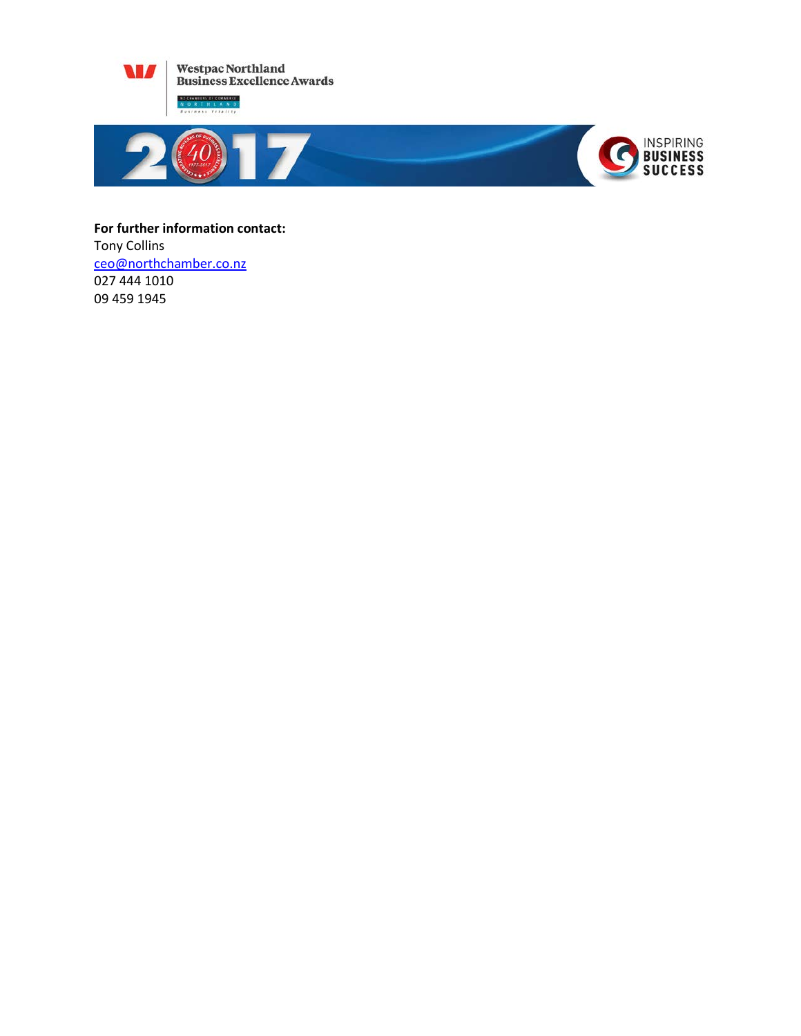**For further information contact:**
Tony Collins
ceo@northchamber.co.nz
027 444 1010
09 459 1945